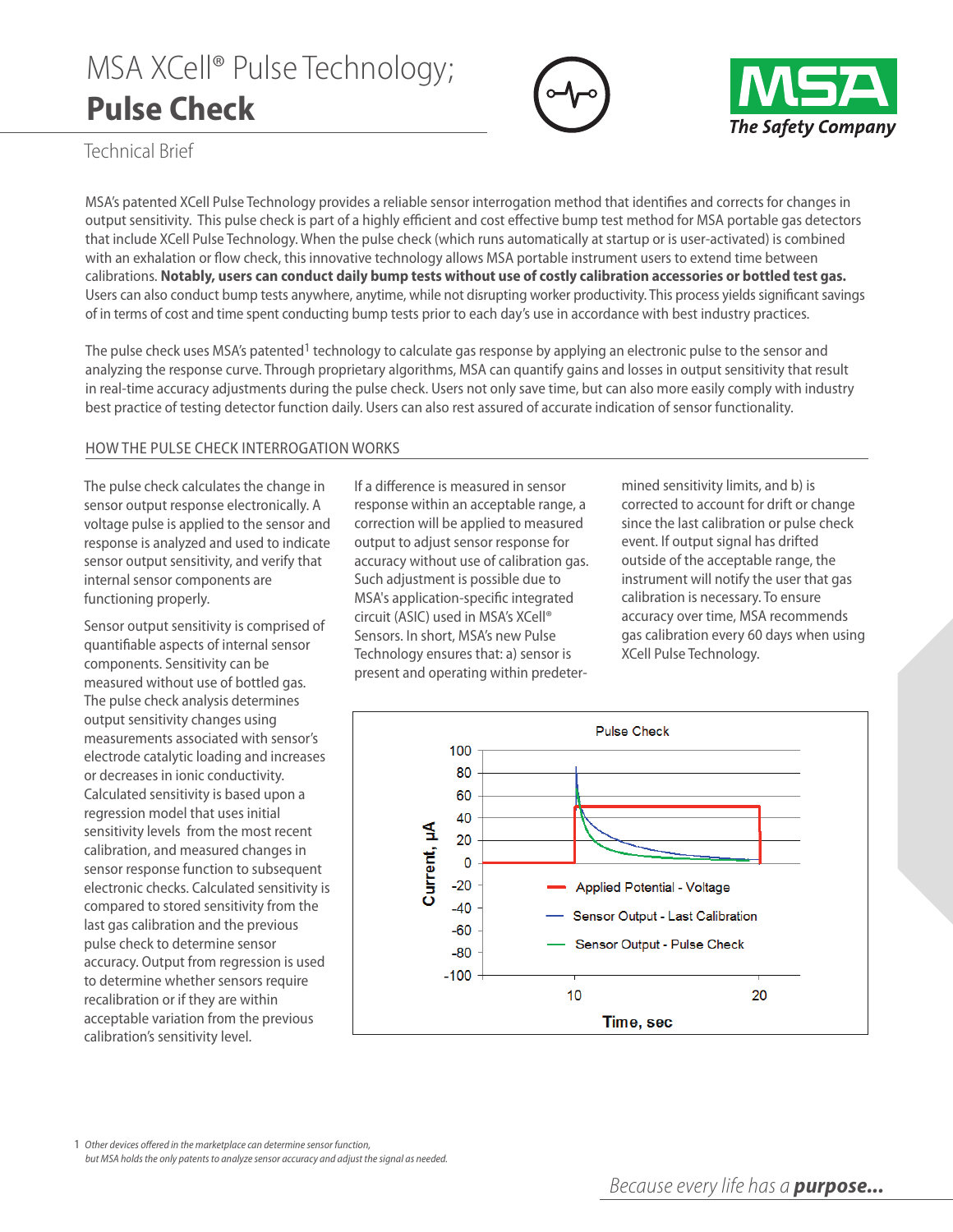# MSA XCell® Pulse Technology; **Pulse Check**

Technical Brief

MSA's patented XCell Pulse Technology provides a reliable sensor interrogation method that identifies and corrects for changes in output sensitivity. This pulse check is part of a highly efficient and cost effective bump test method for MSA portable gas detectors that include XCell Pulse Technology. When the pulse check (which runs automatically at startup or is user-activated) is combined with an exhalation or flow check, this innovative technology allows MSA portable instrument users to extend time between calibrations. **Notably, users can conduct daily bump tests without use of costly calibration accessories or bottled test gas.** Users can also conduct bump tests anywhere, anytime, while not disrupting worker productivity. This process yields significant savings of in terms of cost and time spent conducting bump tests prior to each day's use in accordance with best industry practices.

The pulse check uses MSA's patented[1] technology to calculate gas response by applying an electronic pulse to the sensor and analyzing the response curve. Through proprietary algorithms, MSA can quantify gains and losses in output sensitivity that result in real-time accuracy adjustments during the pulse check. Users not only save time, but can also more easily comply with industry best practice of testing detector function daily. Users can also rest assured of accurate indication of sensor functionality.

## HOW THE PULSE CHECK INTERROGATION WORKS

The pulse check calculates the change in sensor output response electronically. A voltage pulse is applied to the sensor and response is analyzed and used to indicate sensor output sensitivity, and verify that internal sensor components are functioning properly.

Sensor output sensitivity is comprised of quantifiable aspects of internal sensor components. Sensitivity can be measured without use of bottled gas. The pulse check analysis determines output sensitivity changes using measurements associated with sensor's electrode catalytic loading and increases or decreases in ionic conductivity. Calculated sensitivity is based upon a regression model that uses initial sensitivity levels from the most recent calibration, and measured changes in sensor response function to subsequent electronic checks. Calculated sensitivity is compared to stored sensitivity from the last gas calibration and the previous pulse check to determine sensor accuracy. Output from regression is used to determine whether sensors require recalibration or if they are within acceptable variation from the previous calibration's sensitivity level.

If a difference is measured in sensor response within an acceptable range, a correction will be applied to measured output to adjust sensor response for accuracy without use of calibration gas. Such adjustment is possible due to MSA's application-specific integrated circuit (ASIC) used in MSA's XCell® Sensors. In short, MSA's new Pulse Technology ensures that: a) sensor is present and operating within predetermined sensitivity limits, and b) is corrected to account for drift or change since the last calibration or pulse check event. If output signal has drifted outside of the acceptable range, the instrument will notify the user that gas calibration is necessary. To ensure accuracy over time, MSA recommends gas calibration every 60 days when using XCell Pulse Technology.

Pulse Check

Applied Potential - Voltage; Sensor Output - Last Calibration; Sensor Output - Pulse Check

Current, µA vs. Time, sec

1 *Other devices offered in the marketplace can determine sensor function, but MSA holds the only patents to analyze sensor accuracy and adjust the signal as needed.*

*Because every life has a* ***purpose...***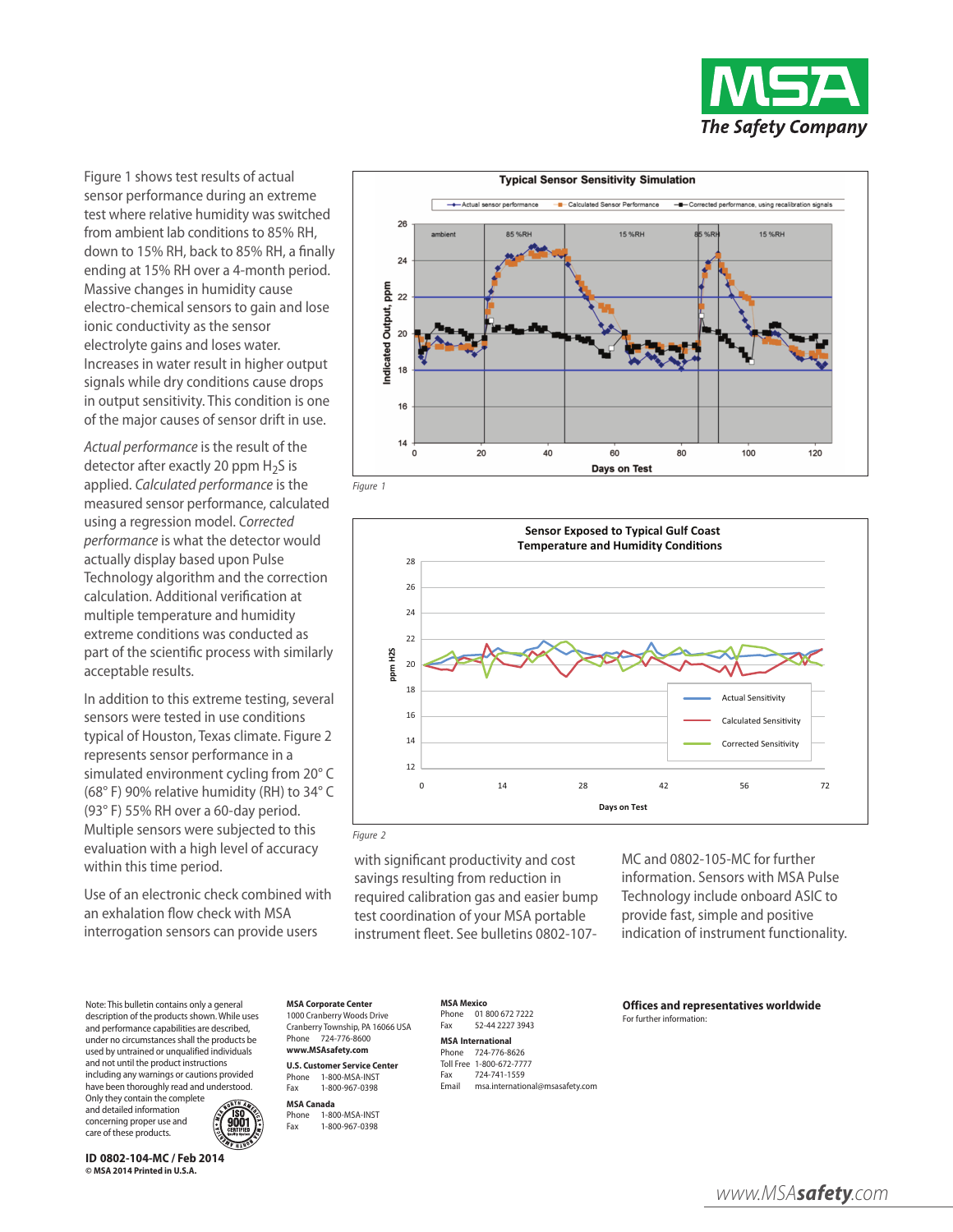Figure 1 shows test results of actual sensor performance during an extreme test where relative humidity was switched from ambient lab conditions to 85% RH, down to 15% RH, back to 85% RH, a finally ending at 15% RH over a 4-month period. Massive changes in humidity cause electro-chemical sensors to gain and lose ionic conductivity as the sensor electrolyte gains and loses water. Increases in water result in higher output signals while dry conditions cause drops in output sensitivity. This condition is one of the major causes of sensor drift in use.

*Actual performance* is the result of the detector after exactly 20 ppm $H_2S$ is applied. *Calculated performance* is the measured sensor performance, calculated using a regression model. *Corrected performance* is what the detector would actually display based upon Pulse Technology algorithm and the correction calculation. Additional verification at multiple temperature and humidity extreme conditions was conducted as part of the scientific process with similarly acceptable results.

In addition to this extreme testing, several sensors were tested in use conditions typical of Houston, Texas climate. Figure 2 represents sensor performance in a simulated environment cycling from 20° C (68° F) 90% relative humidity (RH) to 34° C (93° F) 55% RH over a 60-day period. Multiple sensors were subjected to this evaluation with a high level of accuracy within this time period.

Use of an electronic check combined with an exhalation flow check with MSA interrogation sensors can provide users with significant productivity and cost savings resulting from reduction in required calibration gas and easier bump test coordination of your MSA portable instrument fleet. See bulletins 0802-107-MC and 0802-105-MC for further information. Sensors with MSA Pulse Technology include onboard ASIC to provide fast, simple and positive indication of instrument functionality.

Typical Sensor Sensitivity Simulation

Actual sensor performance
Calculated Sensor Performance
Corrected performance, using recalibration signals

ambient
85 %RH
15 %RH
85 %RH
15 %RH

Indicated Output, ppm
26
24
22
20
18
16
14

0
20
40
60
80
100
120
Days on Test

*Figure 1*

Sensor Exposed to Typical Gulf Coast Temperature and Humidity Conditions

ppm H2S
28
26
24
22
20
18
16
14
12

0
14
28
42
56
72
Days on Test

Actual Sensitivity
Calculated Sensitivity
Corrected Sensitivity

*Figure 2*

Note: This bulletin contains only a general description of the products shown. While uses and performance capabilities are described, under no circumstances shall the products be used by untrained or unqualified individuals and not until the product instructions including any warnings or cautions provided have been thoroughly read and understood. Only they contain the complete and detailed information concerning proper use and care of these products.

**ID 0802-104-MC / Feb 2014**
**© MSA 2014 Printed in U.S.A.**

**MSA Corporate Center**
1000 Cranberry Woods Drive
Cranberry Township, PA 16066 USA
Phone 724-776-8600
**www.MSAsafety.com**

**U.S. Customer Service Center**
Phone 1-800-MSA-INST
Fax 1-800-967-0398

**MSA Canada**
Phone 1-800-MSA-INST
Fax 1-800-967-0398

**MSA Mexico**
Phone 01 800 672 7222
Fax 52-44 2227 3943

**MSA International**
Phone 724-776-8626
Toll Free 1-800-672-7777
Fax 724-741-1559
Email msa.international@msasafety.com

**Offices and representatives worldwide**
For further information: